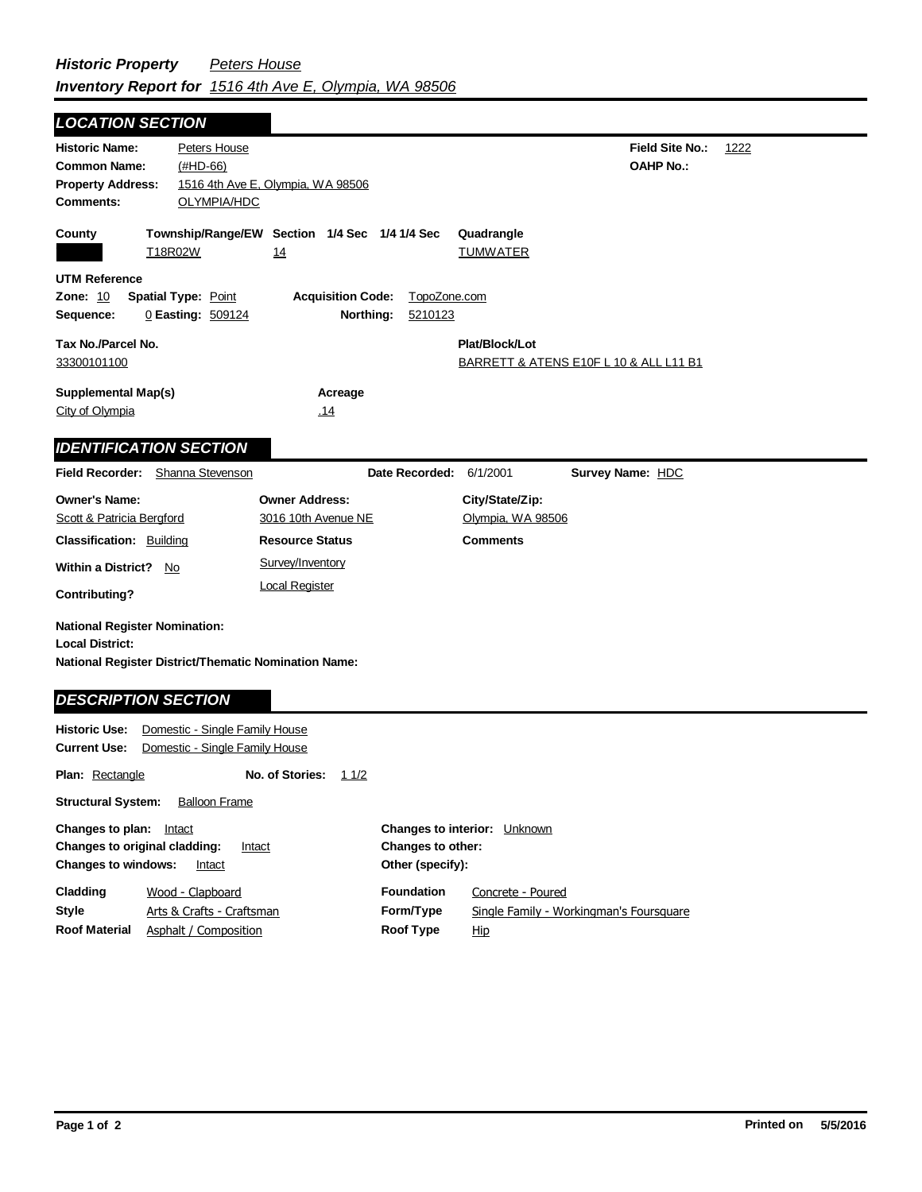# *Historic Property Inventory Report for* *Peters House* *1516 4th Ave E, Olympia, WA 98506*

## *LOCATION SECTION*

**Historic Name:** Peters House
**Common Name:** (#HD-66)
**Property Address:** 1516 4th Ave E, Olympia, WA 98506
**Comments:** OLYMPIA/HDC

**Field Site No.:** 1222
**OAHP No.:**

| County | Township/Range/EW | Section | 1/4 Sec | 1/4 1/4 Sec | Quadrangle |
| --- | --- | --- | --- | --- | --- |
| | T18R02W | 14 | | | TUMWATER |

**UTM Reference**
**Zone:** 10 **Spatial Type:** Point **Acquisition Code:** TopoZone.com
**Sequence:** 0 **Easting:** 509124 **Northing:** 5210123

**Tax No./Parcel No.**
33300101100

**Plat/Block/Lot**
BARRETT & ATENS E10F L 10 & ALL L11 B1

**Supplemental Map(s)**
City of Olympia

**Acreage**
.14

## *IDENTIFICATION SECTION*

**Field Recorder:** Shanna Stevenson **Date Recorded:** 6/1/2001 **Survey Name:** HDC

| Owner's Name: | Owner Address: | City/State/Zip: |
| --- | --- | --- |
| Scott & Patricia Bergford | 3016 10th Avenue NE | Olympia, WA 98506 |

**Classification:** Building

**Resource Status**
Survey/Inventory
Local Register

**Comments**

**Within a District?** No

**Contributing?**

**National Register Nomination:**
**Local District:**
**National Register District/Thematic Nomination Name:**

## *DESCRIPTION SECTION*

**Historic Use:** Domestic - Single Family House
**Current Use:** Domestic - Single Family House

**Plan:** Rectangle **No. of Stories:** 1 1/2

**Structural System:** Balloon Frame

**Changes to plan:** Intact
**Changes to original cladding:** Intact
**Changes to windows:** Intact

**Changes to interior:** Unknown
**Changes to other:**
**Other (specify):**

| | | | |
| --- | --- | --- | --- |
| **Cladding** | Wood - Clapboard | **Foundation** | Concrete - Poured |
| **Style** | Arts & Crafts - Craftsman | **Form/Type** | Single Family - Workingman's Foursquare |
| **Roof Material** | Asphalt / Composition | **Roof Type** | Hip |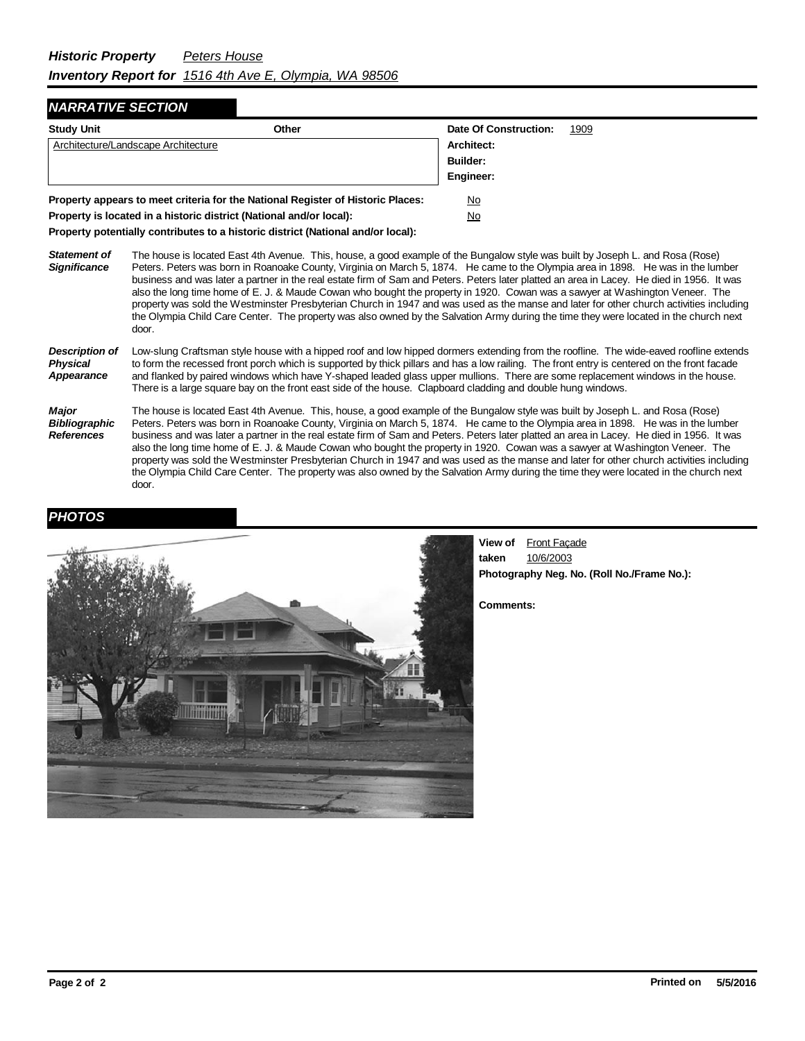## *Historic Property Inventory Report for*

*Peters House*
*1516 4th Ave E, Olympia, WA 98506*

## *NARRATIVE SECTION*

| **Study Unit** | **Other** | **Date Of Construction:** | 1909 |
|---|---|---|---|
| Architecture/Landscape Architecture | | **Architect:** | |
| | | **Builder:** | |
| | | **Engineer:** | |

**Property appears to meet criteria for the National Register of Historic Places:** No

**Property is located in a historic district (National and/or local):** No

**Property potentially contributes to a historic district (National and/or local):**

***Statement of Significance***

The house is located East 4th Avenue. This, house, a good example of the Bungalow style was built by Joseph L. and Rosa (Rose) Peters. Peters was born in Roanoake County, Virginia on March 5, 1874. He came to the Olympia area in 1898. He was in the lumber business and was later a partner in the real estate firm of Sam and Peters. Peters later platted an area in Lacey. He died in 1956. It was also the long time home of E. J. & Maude Cowan who bought the property in 1920. Cowan was a sawyer at Washington Veneer. The property was sold the Westminster Presbyterian Church in 1947 and was used as the manse and later for other church activities including the Olympia Child Care Center. The property was also owned by the Salvation Army during the time they were located in the church next door.

***Description of Physical Appearance***

Low-slung Craftsman style house with a hipped roof and low hipped dormers extending from the roofline. The wide-eaved roofline extends to form the recessed front porch which is supported by thick pillars and has a low railing. The front entry is centered on the front facade and flanked by paired windows which have Y-shaped leaded glass upper mullions. There are some replacement windows in the house. There is a large square bay on the front east side of the house. Clapboard cladding and double hung windows.

***Major Bibliographic References***

The house is located East 4th Avenue. This, house, a good example of the Bungalow style was built by Joseph L. and Rosa (Rose) Peters. Peters was born in Roanoake County, Virginia on March 5, 1874. He came to the Olympia area in 1898. He was in the lumber business and was later a partner in the real estate firm of Sam and Peters. Peters later platted an area in Lacey. He died in 1956. It was also the long time home of E. J. & Maude Cowan who bought the property in 1920. Cowan was a sawyer at Washington Veneer. The property was sold the Westminster Presbyterian Church in 1947 and was used as the manse and later for other church activities including the Olympia Child Care Center. The property was also owned by the Salvation Army during the time they were located in the church next door.

## *PHOTOS*

**View of** Front Façade
**taken** 10/6/2003
**Photography Neg. No. (Roll No./Frame No.):**

**Comments:**

**Printed on** 5/5/2016